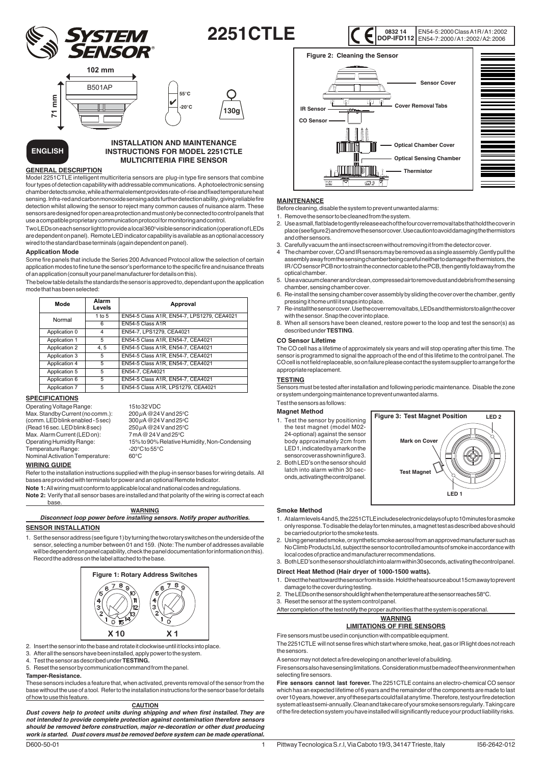# 2251CTLE

0832 14
DOP-IFD112

EN54-5: 2000 Class A1R / A1: 2002
EN54-7: 2000 / A1: 2002 / A2: 2006

102 mm

B501AP

71 mm

55°C
-20°C

130g

ENGLISH

## INSTALLATION AND MAINTENANCE INSTRUCTIONS FOR MODEL 2251CTLE MULTICRITERIA FIRE SENSOR

### GENERAL DESCRIPTION

Model 2251CTLE intelligent multicriteria sensors are plug-in type fire sensors that combine four types of detection capability with addressable communications. A photoelectronic sensing chamber detects smoke, while a thermal element provides rate-of-rise and fixed temperature heat sensing. Infra-red and carbon monoxide sensing adds further detection ability, giving reliable fire detection whilst allowing the sensor to reject many common causes of nuisance alarm. These sensors are designed for open area protection and must only be connected to control panels that use a compatible proprietary communication protocol for monitoring and control.

Two LEDs on each sensor light to provide a local 360° visible sensor indication (operation of LEDs are dependent on panel). Remote LED indicator capability is available as an optional accessory wired to the standard base terminals (again dependent on panel).

#### Application Mode

Some fire panels that include the Series 200 Advanced Protocol allow the selection of certain application modes to fine tune the sensor's performance to the specific fire and nuisance threats of an application (consult your panel manufacturer for details on this).

The below table details the standards the sensor is approved to, dependant upon the application mode that has been selected:

| Mode | Alarm Levels | Approval |
|---|---|---|
| Normal | 1 to 5 | EN54-5 Class A1R, EN54-7, LPS1279, CEA4021 |
| | 6 | EN54-5 Class A1R |
| Application 0 | 4 | EN54-7, LPS1279, CEA4021 |
| Application 1 | 5 | EN54-5 Class A1R, EN54-7, CEA4021 |
| Application 2 | 4, 5 | EN54-5 Class A1R, EN54-7, CEA4021 |
| Application 3 | 5 | EN54-5 Class A1R, EN54-7, CEA4021 |
| Application 4 | 5 | EN54-5 Class A1R, EN54-7, CEA4021 |
| Application 5 | 5 | EN54-7, CEA4021 |
| Application 6 | 5 | EN54-5 Class A1R, EN54-7, CEA4021 |
| Application 7 | 5 | EN54-5 Class A1R, LPS1279, CEA4021 |

### SPECIFICATIONS

| | |
|---|---|
| Operating Voltage Range: | 15 to 32 VDC |
| Max. Standby Current (no comm.): | 200 µA @ 24 V and 25°C |
| (comm. LED blink enabled - 5 sec) | 300 µA @ 24 V and 25°C |
| (Read 16 sec. LED blink 8 sec) | 250 µA @ 24 V and 25°C |
| Max. Alarm Current (LED on): | 7 mA @ 24 V and 25°C |
| Operating Humidity Range: | 15% to 90% Relative Humidity, Non-Condensing |
| Temperature Range: | -20°C to 55°C |
| Nominal Activation Temperature: | 60°C |

### WIRING GUIDE

Refer to the installation instructions supplied with the plug-in sensor bases for wiring details. All bases are provided with terminals for power and an optional Remote Indicator.

**Note 1:** All wiring must conform to applicable local and national codes and regulations.

**Note 2:** Verify that all sensor bases are installed and that polarity of the wiring is correct at each base.

**WARNING**

***Disconnect loop power before installing sensors. Notify proper authorities.***

### SENSOR INSTALLATION

1. Set the sensor address (see figure 1) by turning the two rotary switches on the underside of the sensor, selecting a number between 01 and 159. (Note: The number of addresses available will be dependent on panel capability, check the panel documentation for information on this). Record the address on the label attached to the base.

**Figure 1: Rotary Address Switches**

X 10    X 1

2. Insert the sensor into the base and rotate it clockwise until it locks into place.
3. After all the sensors have been installed, apply power to the system.
4. Test the sensor as described under **TESTING.**
5. Reset the sensor by communication command from the panel.

#### Tamper-Resistance.

These sensors includes a feature that, when activated, prevents removal of the sensor from the base without the use of a tool. Refer to the installation instructions for the sensor base for details of how to use this feature.

**CAUTION**

***Dust covers help to protect units during shipping and when first installed. They are not intended to provide complete protection against contamination therefore sensors should be removed before construction, major re-decoration or other dust producing work is started. Dust covers must be removed before system can be made operational.***

**Figure 2: Cleaning the Sensor**

Sensor Cover
Cover Removal Tabs
IR Sensor
CO Sensor
Optical Chamber Cover
Optical Sensing Chamber
Thermistor

### MAINTENANCE

Before cleaning, disable the system to prevent unwanted alarms:

1. Remove the sensor to be cleaned from the system.
2. Use a small, flat blade to gently release each of the four cover removal tabs that hold the cover in place (see figure 2) and remove the sensor cover. Use caution to avoid damaging the thermistors and other sensors.
3. Carefully vacuum the anti insect screen without removing it from the detector cover.
4. The chamber cover, CO and IR sensors may be removed as a single assembly. Gently pull the assembly away from the sensing chamber being careful neither to damage the thermistors, the IR/CO sensor PCB nor to strain the connector cable to the PCB, then gently fold away from the optical chamber.
5. Use a vacuum cleaner and/or clean, compressed air to remove dust and debris from the sensing chamber, sensing chamber cover.
6. Re-install the sensing chamber cover assembly by sliding the cover over the chamber, gently pressing it home until it snaps into place.
7. Re-install the sensor cover. Use the cover removal tabs, LEDs and thermistors to align the cover with the sensor. Snap the cover into place.
8. When all sensors have been cleaned, restore power to the loop and test the sensor(s) as described under **TESTING**.

#### CO Sensor Lifetime

The CO cell has a lifetime of approximately six years and will stop operating after this time. The sensor is programmed to signal the approach of the end of this lifetime to the control panel. The CO cell is not field replaceable, so on failure please contact the system supplier to arrange for the appropriate replacement.

### TESTING

Sensors must be tested after installation and following periodic maintenance. Disable the zone or system undergoing maintenance to prevent unwanted alarms.

Test the sensors as follows:

#### Magnet Method

1. Test the sensor by positioning the test magnet (model M02-24-optional) against the sensor body approximately 2cm from LED1, indicated by a mark on the sensor cover as shown in figure 3.
2. Both LED's on the sensor should latch into alarm within 30 seconds, activating the control panel.

**Figure 3: Test Magnet Position**

LED 2
Mark on Cover
Test Magnet
LED 1

#### Smoke Method

1. At alarm levels 4 and 5, the 2251CTLE includes electronic delays of up to 10 minutes for a smoke only response. To disable the delay for ten minutes, a magnet test as described above should be carried out prior to the smoke tests.
2. Using generated smoke, or synthetic smoke aerosol from an approved manufacturer such as No Climb Products Ltd, subject the sensor to controlled amounts of smoke in accordance with local codes of practice and manufacturer recommendations.
3. Both LED's on the sensor should latch into alarm within 30 seconds, activating the control panel.

#### Direct Heat Method (Hair dryer of 1000-1500 watts).

1. Direct the heat toward the sensor from its side. Hold the heat source about 15cm away to prevent damage to the cover during testing.
2. The LEDs on the sensor should light when the temperature at the sensor reaches 58°C.
3. Reset the sensor at the system control panel.

After completion of the test notify the proper authorities that the system is operational.

**WARNING**
**LIMITATIONS OF FIRE SENSORS**

Fire sensors must be used in conjunction with compatible equipment.

The 2251CTLE will not sense fires which start where smoke, heat, gas or IR light does not reach the sensors.

A sensor may not detect a fire developing on another level of a building.

Fire sensors also have sensing limitations. Consideration must be made of the environment when selecting fire sensors.

**Fire sensors cannot last forever.** The 2251CTLE contains an electro-chemical CO sensor which has an expected lifetime of 6 years and the remainder of the components are made to last over 10 years, however, any of these parts could fail at any time. Therefore, test your fire detection system at least semi-annually. Clean and take care of your smoke sensors regularly. Taking care of the fire detection system you have installed will significantly reduce your product liability risks.

D600-50-01    Pittway Tecnologica S.r.l, Via Caboto 19/3, 34147 Trieste, Italy    I56-2642-012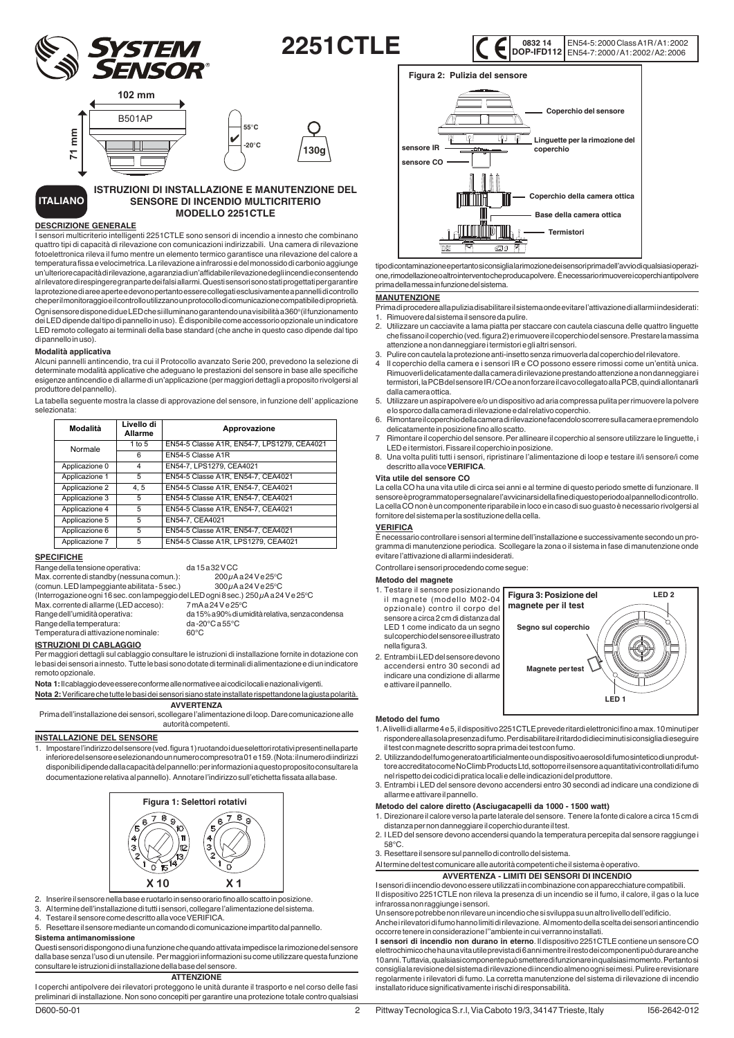# 2251CTLE

0832 14 DOP-IFD112 | EN54-5:2000 Class A1R/A1:2002 EN54-7:2000/A1:2002/A2:2006

102 mm
B501AP
71 mm
55°C
-20°C
130g

ITALIANO

## ISTRUZIONI DI INSTALLAZIONE E MANUTENZIONE DEL SENSORE DI INCENDIO MULTICRITERIO MODELLO 2251CTLE

### DESCRIZIONE GENERALE

I sensori multicriterio intelligenti 2251CTLE sono sensori di incendio a innesto che combinano quattro tipi di capacità di rilevazione con comunicazioni indirizzabili. Una camera di rilevazione fotoelettronica rileva il fumo mentre un elemento termico garantisce una rilevazione del calore a temperatura fissa e velocimetrica. La rilevazione a infrarossi e del monossido di carbonio aggiunge un'ulteriore capacità di rilevazione, a garanzia di un'affidabile rilevazione degli incendi e consentendo al rilevatore di respingere gran parte dei falsi allarmi. Questi sensori sono stati progettati per garantire la protezione di aree aperte e devono pertanto essere collegati esclusivamente a pannelli di controllo che per il monitoraggio e il controllo utilizzano un protocollo di comunicazione compatibile di proprietà.

Ogni sensore dispone di due LED che si illuminano garantendo una visibilità a 360° (il funzionamento dei LED dipende dal tipo di pannello in uso). È disponibile come accessorio opzionale un indicatore LED remoto collegato ai terminali della base standard (che anche in questo caso dipende dal tipo di pannello in uso).

#### Modalità applicativa

Alcuni pannelli antincendio, tra cui il Protocollo avanzato Serie 200, prevedono la selezione di determinate modalità applicative che adeguano le prestazioni del sensore in base alle specifiche esigenze antincendio e di allarme di un'applicazione (per maggiori dettagli a proposito rivolgersi al produttore del pannello).

La tabella seguente mostra la classe di approvazione del sensore, in funzione dell' applicazione selezionata:

| Modalità | Livello di Allarme | Approvazione |
|---|---|---|
| Normale | 1 to 5 | EN54-5 Classe A1R, EN54-7, LPS1279, CEA4021 |
| | 6 | EN54-5 Classe A1R |
| Applicazione 0 | 4 | EN54-7, LPS1279, CEA4021 |
| Applicazione 1 | 5 | EN54-5 Classe A1R, EN54-7, CEA4021 |
| Applicazione 2 | 4, 5 | EN54-5 Classe A1R, EN54-7, CEA4021 |
| Applicazione 3 | 5 | EN54-5 Classe A1R, EN54-7, CEA4021 |
| Applicazione 4 | 5 | EN54-5 Classe A1R, EN54-7, CEA4021 |
| Applicazione 5 | 5 | EN54-7, CEA4021 |
| Applicazione 6 | 5 | EN54-5 Classe A1R, EN54-7, CEA4021 |
| Applicazione 7 | 5 | EN54-5 Classe A1R, LPS1279, CEA4021 |

### SPECIFICHE

Range della tensione operativa: da 15 a 32 V CC
Max. corrente di standby (nessuna comun.): 200 μA a 24 V e 25°C
(comun. LED lampeggiante abilitata - 5 sec.) 300 μA a 24 V e 25°C
(Interrogazione ogni 16 sec. con lampeggio del LED ogni 8 sec.) 250 μA a 24 V e 25°C
Max. corrente di allarme (LED acceso): 7 mA a 24 V e 25°C
Range dell'umidità operativa: da 15% a 90% di umidità relativa, senza condensa
Range della temperatura: da -20°C a 55°C
Temperatura di attivazione nominale: 60°C

### ISTRUZIONI DI CABLAGGIO

Per maggiori dettagli sul cablaggio consultare le istruzioni di installazione fornite in dotazione con le basi dei sensori a innesto. Tutte le basi sono dotate di terminali di alimentazione e di un indicatore remoto opzionale.

**Nota 1:** Il cablaggio deve essere conforme alle normative e ai codici locali e nazionali vigenti.

**Nota 2:** Verificare che tutte le basi dei sensori siano state installate rispettando la giusta polarità.

**AVVERTENZA**

Prima dell'installazione dei sensori, scollegare l'alimentazione di loop. Dare comunicazione alle autorità competenti.

### INSTALLAZIONE DEL SENSORE

1. Impostare l'indirizzo del sensore (ved. figura 1) ruotando i due selettori rotativi presenti nella parte inferiore del sensore e selezionando un numero compreso tra 01 e 159. (Nota: i numero di indirizzi disponibili dipende dalla capacità del pannello: per informazioni a questo proposito consultare la documentazione relativa al pannello). Annotare l'indirizzo sull'etichetta fissata alla base.

Figura 1: Selettori rotativi

X 10 X 1

2. Inserire il sensore nella base e ruotarlo in senso orario fino allo scatto in posizione.
3. Al termine dell'installazione di tutti i sensori, collegare l'alimentazione del sistema.
4. Testare il sensore come descritto alla voce VERIFICA.
5. Resettare il sensore mediante un comando di comunicazione impartito dal pannello.

#### Sistema antimanomissione

Questi sensori dispongono di una funzione che quando attivata impedisce la rimozione del sensore dalla base senza l'uso di un utensile. Per maggiori informazioni su come utilizzare questa funzione consultare le istruzioni di installazione della base del sensore.

**ATTENZIONE**

I coperchi antipolvere dei rilevatori proteggono le unità durante il trasporto e nel corso delle fasi preliminari di installazione. Non sono concepiti per garantire una protezione totale contro qualsiasi tipo di contaminazione e pertanto si consiglia la rimozione dei sensori prima dell'avvio di qualsiasi operazione, rimodellazione o altro intervento che produca polvere. È necessario rimuovere i coperchi antipolvere prima della messa in funzione del sistema.

Figura 2: Pulizia del sensore

Coperchio del sensore
Linguette per la rimozione del coperchio
sensore IR
sensore CO
Coperchio della camera ottica
Base della camera ottica
Termistori

### MANUTENZIONE

Prima di procedere alla pulizia disabilitare il sistema onde evitare l'attivazione di allarmi indesiderati:

1. Rimuovere dal sistema il sensore da pulire.
2. Utilizzare un cacciavite a lama piatta per staccare con cautela ciascuna delle quattro linguette che fissano il coperchio (ved. figura 2) e rimuovere il coperchio del sensore. Prestare la massima attenzione a non danneggiare i termistori e gli altri sensori.
3. Pulire con cautela la protezione anti-insetto senza rimuoverla dal coperchio del rilevatore.
4. Il coperchio della camera e i sensori IR e CO possono essere rimossi come un'entità unica. Rimuoverli delicatamente dalla camera di rilevazione prestando attenzione a non danneggiare i termistori, la PCB del sensore IR/CO e a non forzare il cavo collegato alla PCB, quindi allontanarli dalla camera ottica.
5. Utilizzare un aspirapolvere e/o un dispositivo ad aria compressa pulita per rimuovere la polvere e lo sporco dalla camera di rilevazione e dal relativo coperchio.
6. Rimontare il coperchio della camera di rilevazione facendolo scorrere sulla camera e premendolo delicatamente in posizione fino allo scatto.
7. Rimontare il coperchio del sensore. Per allineare il coperchio al sensore utilizzare le linguette, i LED e i termistori. Fissare il coperchio in posizione.
8. Una volta puliti tutti i sensori, ripristinare l'alimentazione di loop e testare il/i sensore/i come descritto alla voce **VERIFICA**.

#### Vita utile del sensore CO

La cella CO ha una vita utile di circa sei anni e al termine di questo periodo smette di funzionare. Il sensore è programmato per segnalare l'avvicinarsi della fine di questo periodo al pannello di controllo. La cella CO non è un componente riparabile in loco e in caso di suo guasto è necessario rivolgersi al fornitore del sistema per la sostituzione della cella.

### VERIFICA

È necessario controllare i sensori al termine dell'installazione e successivamente secondo un programma di manutenzione periodica. Scollegare la zona o il sistema in fase di manutenzione onde evitare l'attivazione di allarmi indesiderati.

Controllare i sensori procedendo come segue:

#### Metodo del magnete

1. Testare il sensore posizionando il magnete (modello M02-04 opzionale) contro il corpo del sensore a circa 2 cm di distanza dal LED 1 come indicato da un segno sul coperchio del sensore e illustrato nella figura 3.
2. Entrambi i LED del sensore devono accendersi entro 30 secondi ad indicare una condizione di allarme e attivare il pannello.

Figura 3: Posizione del magnete per il test

LED 2
Segno sul coperchio
Magnete per test
LED 1

#### Metodo del fumo

1. A livelli di allarme 4 e 5, il dispositivo 2251CTLE prevede ritardi elettronici fino a max. 10 minuti per rispondere alla sola presenza di fumo. Per disabilitare il ritardo di dieci minuti si consiglia di eseguire il test con magnete descritto sopra prima del test con fumo.
2. Utilizzando del fumo generato artificialmente o un dispositivo aerosol di fumo sintetico di un produttore accreditato come No Climb Products Ltd, sottoporre il sensore a quantitativi controllati di fumo nel rispetto dei codici di pratica locali e delle indicazioni del produttore.
3. Entrambi i LED del sensore devono accendersi entro 30 secondi ad indicare una condizione di allarme e attivare il pannello.

#### Metodo del calore diretto (Asciugacapelli da 1000 - 1500 watt)

1. Direzionare il calore verso la parte laterale del sensore. Tenere la fonte di calore a circa 15 cm di distanza per non danneggiare il coperchio durante il test.
2. I LED del sensore devono accendersi quando la temperatura percepita dal sensore raggiunge i 58°C.
3. Resettare il sensore sul pannello di controllo del sistema.

Al termine del test comunicare alle autorità competenti che il sistema è operativo.

**AVVERTENZA - LIMITI DEI SENSORI DI INCENDIO**

I sensori di incendio devono essere utilizzati in combinazione con apparecchiature compatibili.
Il dispositivo 2251CTLE non rileva la presenza di un incendio se il fumo, il calore, il gas o la luce infrarossa non raggiunge i sensori.
Un sensore potrebbe non rilevare un incendio che si sviluppa su un altro livello dell'edificio.
Anche i rilevatori di fumo hanno limiti di rilevazione. Al momento della scelta dei sensori antincendio occorre tenere in considerazione l''ambiente in cui verranno installati.
**I sensori di incendio non durano in eterno**. Il dispositivo 2251CTLE contiene un sensore CO elettrochimico che ha una vita utile prevista di 6 anni mentre il resto dei componenti può durare anche 10 anni. Tuttavia, qualsiasi componente può smettere di funzionare in qualsiasi momento. Pertanto si consiglia la revisione del sistema di rilevazione di incendio almeno ogni sei mesi. Pulire e revisionare regolarmente i rilevatori di fumo. La corretta manutenzione del sistema di rilevazione di incendio installato riduce significativamente i rischi di responsabilità.

D600-50-01 Pittway Tecnologica S.r.l, Via Caboto 19/3, 34147 Trieste, Italy I56-2642-012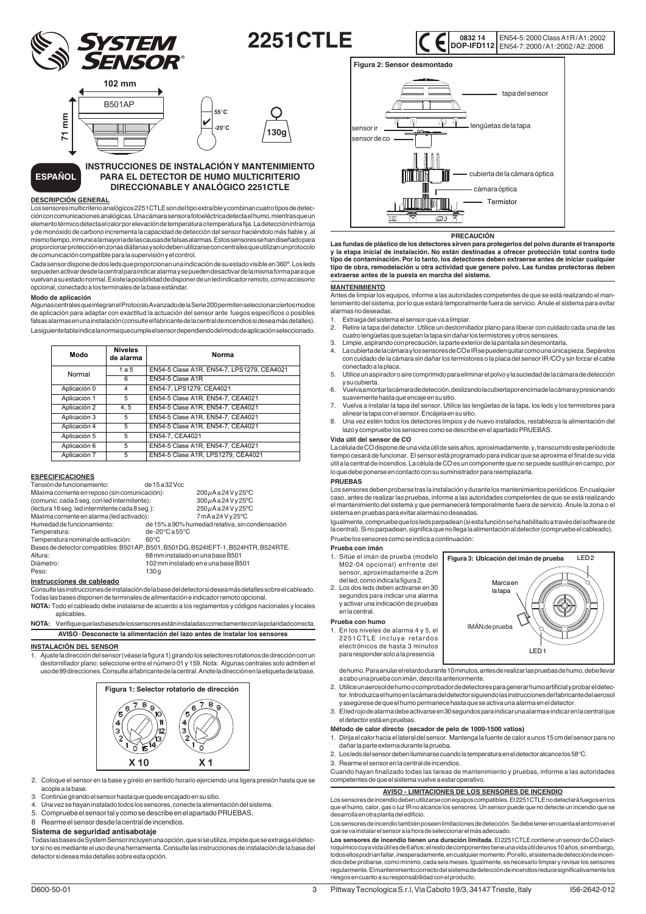# 2251CTLE

0832 14
DOP-IFD112

EN54-5:2000 Class A1R/A1:2002
EN54-7:2000/A1:2002/A2:2006

102 mm

B501AP

71 mm

55°C
-20°C

130g

**ESPAÑOL**

## INSTRUCCIONES DE INSTALACIÓN Y MANTENIMIENTO PARA EL DETECTOR DE HUMO MULTICRITERIO DIRECCIONABLE Y ANALÓGICO 2251CTLE

### DESCRIPCIÓN GENERAL

Los sensores multicriterio analógicos 2251CTLE son del tipo extraíble y combinan cuatro tipos de detección con comunicaciones analógicas. Una cámara sensora fotoeléctrica detecta el humo, mientras que un elemento térmico detecta el calor por elevación de temperatura o temperatura fija. La detección infrarroja y de monóxido de carbono incrementa la capacidad de detección del sensor haciéndolo más fiable y, al mismo tiempo, inmune a la mayoría de las causas de falsas alarmas. Estos sensores se han diseñado para proporcionar protección en zonas diáfanas y solo deben utilizarse con centrales que utilizan un protocolo de comunicación compatible para la supervisión y el control.

Cada sensor dispone de dos leds que proporcionan una indicación de su estado visible en 360º. Los leds se pueden activar desde la central para indicar alarma y se pueden desactivar de la misma forma para que vuelvan a su estado normal. Existe la posibilidad de disponer de un led indicador remoto, como accesorio opcional, conectado a los terminales de la base estándar.

#### Modo de aplicación

Algunas centrales que integran el Protocolo Avanzado de la Serie 200 permiten seleccionar ciertos modos de aplicación para adaptar con exactitud la actuación del sensor ante fuegos específicos o posibles falsas alarmas en una instalación (consulte el fabricante de la central de incendios si desea más detalles).

La siguiente tabla indica la norma que cumple el sensor dependiendo del modo de aplicación seleccionado.

| Modo | Niveles de alarma | Norma |
|---|---|---|
| Normal | 1 a 5 | EN54-5 Clase A1R, EN54-7, LPS1279, CEA4021 |
| | 6 | EN54-5 Clase A1R |
| Aplicación 0 | 4 | EN54-7, LPS1279, CEA4021 |
| Aplicación 1 | 5 | EN54-5 Clase A1R, EN54-7, CEA4021 |
| Aplicación 2 | 4, 5 | EN54-5 Clase A1R, EN54-7, CEA4021 |
| Aplicación 3 | 5 | EN54-5 Clase A1R, EN54-7, CEA4021 |
| Aplicación 4 | 5 | EN54-5 Clase A1R, EN54-7, CEA4021 |
| Aplicación 5 | 5 | EN54-7, CEA4021 |
| Aplicación 6 | 5 | EN54-5 Clase A1R, EN54-7, CEA4021 |
| Aplicación 7 | 5 | EN54-5 Clase A1R, LPS1279, CEA4021 |

### ESPECIFICACIONES

| | |
|---|---|
| Tensión de funcionamiento: | de 15 a 32 Vcc |
| Máxima corriente en reposo (sin comunicación): | 200 µA a 24 V y 25ºC |
| (comunic. cada 5 seg. con led intermitente): | 300 µA a 24 V y 25ºC |
| (lectura 16 seg. led intermitente cada 8 seg.): | 250 µA a 24 V y 25ºC |
| Máxima corriente en alarma (led activado): | 7 mA a 24 V y 25ºC |
| Humedad de funcionamiento: | de 15% a 90% humedad relativa, sin condensación |
| Temperatura: | de -20ºC a 55ºC |
| Temperatura nominal de activación: | 60ºC |
| Bases de detector compatibles: | B501AP, B501, B501DG, B524IEFT-1, B524HTR, B524RTE. |
| Altura: | 68 mm instalado en una base B501 |
| Diámetro: | 102 mm instalado en e una base B501 |
| Peso: | 130 g |

### instrucciones de cableado

Consulte las instrucciones de instalación de la base del detector si desea más detalles sobre el cableado. Todas las bases disponen de terminales de alimentación e indicador remoto opcional.

**NOTA:** Todo el cableado debe instalarse de acuerdo a los reglamentos y códigos nacionales y locales aplicables.

**NOTA:** Verifique que las bases de los sensores están instaladas correctamente con la polaridad correcta.

**AVISO - Desconecte la alimentación del lazo antes de instalar los sensores**

### INSTALACIÓN DEL SENSOR

1. Ajuste la dirección del sensor (véase la figura 1) girando los selectores rotatorios de dirección con un destornillador plano; seleccione entre el número 01 y 159. Nota: Algunas centrales solo admiten el uso de 99 direcciones. Consulte al fabricante de la central. Anote la dirección en la etiqueta de la base.

**Figura 1: Selector rotatorio de dirección**

X 10 X 1

2. Coloque el sensor en la base y gírelo en sentido horario ejerciendo una ligera presión hasta que se acople a la base.
3. Continúe girando el sensor hasta que quede encajado en su sitio.
4. Una vez se hayan instalado todos los sensores, conecte la alimentación del sistema.
5. Compruebe el sensor tal y como se describe en el apartado PRUEBAS.
6. Rearme el sensor desde la central de incendios.

#### Sistema de seguridad antisabotaje

Todas las bases de System Sensor incluyen una opción, que si se utiliza, impide que se extraiga el detector si no es mediante el uso de una herramienta. Consulte las instrucciones de instalación de la base del detector si desea más detalles sobre esta opción.

**Figura 2: Sensor desmontado**

tapa del sensor
lengüetas de la tapa
sensor ir
sensor de co
cubierta de la cámara óptica
cámara óptica
Termistor

**PRECAUCIÓN**

**Las fundas de plástico de los detectores sirven para protegerlos del polvo durante el transporte y la etapa inicial de instalación. No están destinadas a ofrecer protección total contra todo tipo de contaminación. Por lo tanto, los detectores deben extraerse antes de iniciar cualquier tipo de obra, remodelación u otra actividad que genere polvo. Las fundas protectoras deben extraerse antes de la puesta en marcha del sistema.**

### MANTENIMIENTO

Antes de limpiar los equipos, informe a las autoridades competentes de que se está realizando el mantenimiento del sistema, por lo que estará temporalmente fuera de servicio. Anule el sistema para evitar alarmas no deseadas.

1. Extraiga del sistema el sensor que va a limpiar.
2. Retire la tapa del detector. Utilice un destornillador plano para liberar con cuidado cada una de las cuatro lengüetas que sujetan la tapa sin dañar los termistores y otros sensores.
3. Limpie, aspirando con precaución, la parte exterior de la pantalla sin desmontarla.
4. La cubierta de la cámara y los sensores de CO e IR se pueden quitar como una única pieza. Sepárelos con cuidado de la cámara sin dañar los termistores o la placa del sensor IR/CO y sin forzar el cable conectado a la placa.
5. Utilice un aspirador o aire comprimido para eliminar el polvo y la suciedad de la cámara de detección y su cubierta.
6. Vuelva a montar la cámara de detección, deslizando la cubierta por encima de la cámara y presionando suavemente hasta que encaje en su sitio.
7. Vuelva a instalar la tapa del sensor. Utilice las lengüetas de la tapa, los leds y los termistores para alinear la tapa con el sensor. Encájela en su sitio.
8. Una vez estén todos los detectores limpios y de nuevo instalados, restablezca la alimentación del lazo y compruebe los sensores como se describe en el apartado PRUEBAS.

#### Vida útil del sensor de CO

La célula de CO dispone de una vida útil de seis años, aproximadamente, y, transcurrido este periodo de tiempo cesará de funcionar. El sensor está programado para indicar que se aproxima el final de su vida útil a la central de incendios. La célula de CO es un componente que no se puede sustituir en campo, por lo que debe ponerse en contacto con su suministrador para reemplazarla.

### PRUEBAS

Los sensores deben probarse tras la instalación y durante los mantenimientos periódicos. En cualquier caso, antes de realizar las pruebas, informe a las autoridades competentes de que se está realizando el mantenimiento del sistema y de que permanecerá temporalmente fuera de servicio. Anule la zona o el sistema en pruebas para evitar alarmas no deseadas.

Igualmente, compruebe que los leds parpadean (si esta función se ha habilitado a través del software de la central). Si no parpadean, significa que no llega la alimentación al detector (compruebe el cableado).

Pruebe los sensores como se indica a continuación:

#### Prueba con imán

1. Sitúe el imán de prueba (modelo M02-04 opcional) enfrente del sensor, aproximadamente a 2cm del led, como indica la figura 2.
2. Los dos leds deben activarse en 30 segundos para indicar una alarma y activar una indicación de pruebas en la central.

**Figura 3: Ubicación del imán de prueba**

LED 2
Marca en la tapa
IMÁN de prueba
LED 1

#### Prueba con humo

1. En los niveles de alarma 4 y 5, el 2251CTLE incluye retardos electrónicos de hasta 3 minutos para responder solo a la presencia de humo. Para anular el retardo durante 10 minutos, antes de realizar las pruebas de humo, debe llevar a cabo una prueba con imán, descrita anteriormente.
2. Utilice un aerosol de humo o comprobador de detectores para generar humo artificial y probar el detector. Introduzca el humo en la cámara del detector siguiendo las instrucciones del fabricante del aerosol y asegúrese de que el humo permanece hasta que se activa una alarma en el detector.
3. El led rojo de alarma debe activarse en 30 segundos para indicar una alarma e indicar en la central que el detector está en pruebas.

#### Método de calor directo (secador de pelo de 1000-1500 vatios)

1. Dirija el calor hacia el lateral del sensor. Mantenga la fuente de calor a unos 15 cm del sensor para no dañar la parte externa durante la prueba.
2. Los leds del sensor deben iluminarse cuando la temperatura en el detector alcance los 58°C.
3. Rearme el sensor en la central de incendios.

Cuando hayan finalizado todas las tareas de mantenimiento y pruebas, informe a las autoridades competentes de que el sistema vuelve a estar operativo.

**AVISO - LIMITACIONES DE LOS SENSORES DE INCENDIO**

Los sensores de incendio deben utilizarse con equipos compatibles. El 2251CTLE no detectará fuegos en los que el humo, calor, gas o luz IR no alcance los sensores. Un sensor puede que no detecte un incendio que se desarrolla en otra planta del edificio.

Los sensores de incendio también poseen limitaciones de detección. Se debe tener en cuenta el entorno en el que se va instalar el sensor a la hora de seleccionar el más adecuado.

**Los sensores de incendio tienen una duración limitada**. El 2251CTLE contiene un sensor de CO electroquímico cuya vida útil es de 6 años; el resto de componentes tiene una vida útil de unos 10 años, sin embargo, todos ellos podrían fallar, inesperadamente, en cualquier momento. Por ello, el sistema de detección de incendios debe probarse, como mínimo, cada seis meses. Igualmente, es necesario limpiar y revisar los sensores regularmente. El mantenimiento correcto del sistema de detección de incendios reduce significativamente los riesgos en cuanto a su responsabilidad con el producto.

D600-50-01 Pittway Tecnologica S.r.l, Via Caboto 19/3, 34147 Trieste, Italy I56-2642-012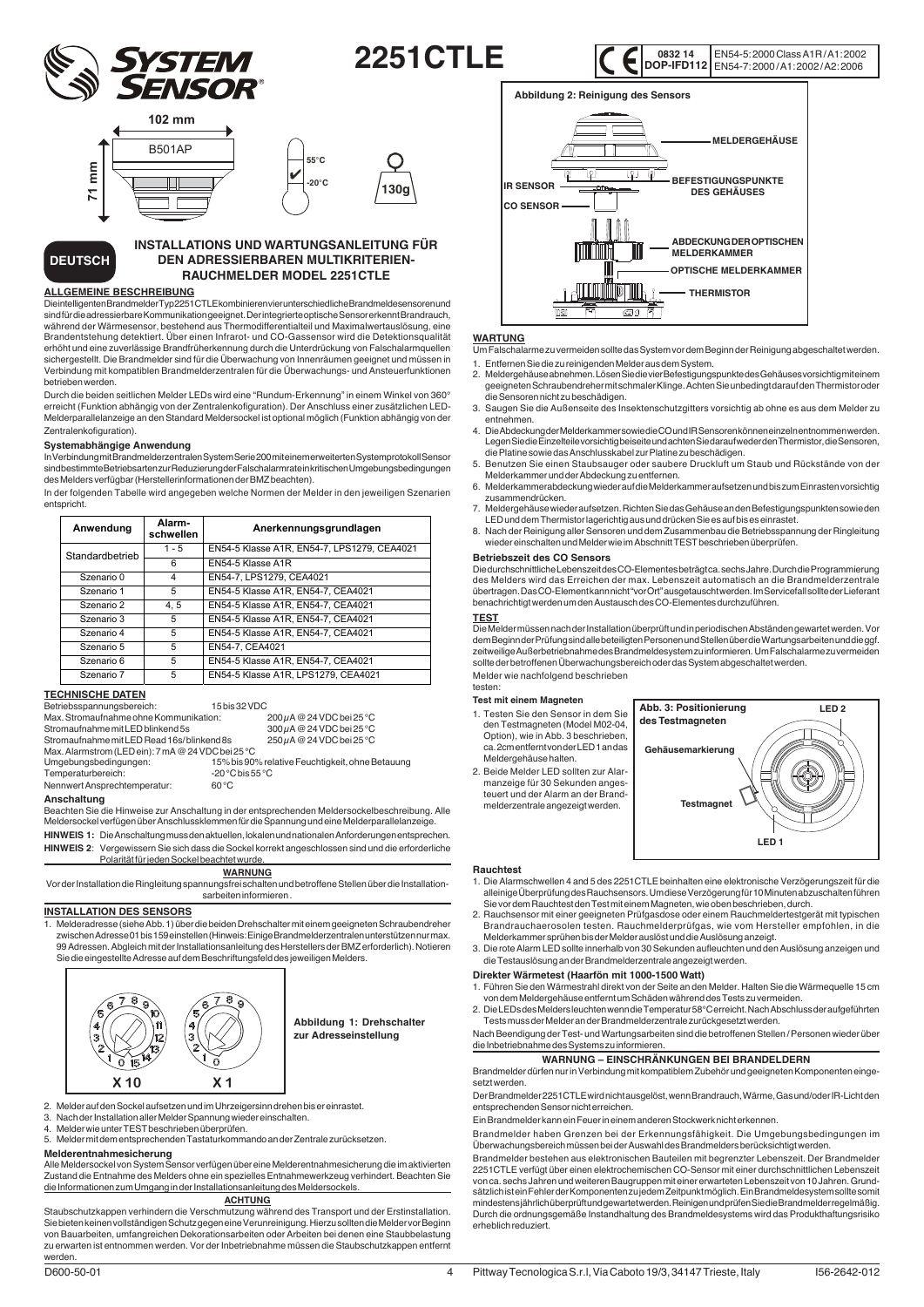# 2251CTLE

0832 14
DOP-IFD112

EN54-5:2000 Class A1R / A1:2002
EN54-7:2000 / A1:2002 / A2:2006

102 mm

B501AP

71 mm

55°C

-20°C

130g

DEUTSCH

## INSTALLATIONS UND WARTUNGSANLEITUNG FÜR DEN ADRESSIERBAREN MULTIKRITERIEN-RAUCHMELDER MODEL 2251CTLE

### ALLGEMEINE BESCHREIBUNG

Die intelligenten Brandmelder Typ 2251CTLE kombinieren vier unterschiedliche Brandmeldesensoren und sind für die adressierbare Kommunikation geeignet. Der integrierte optische Sensor erkennt Brandrauch, während der Wärmesensor, bestehend aus Thermodifferentialteil und Maximalwertauslösung, eine Brandentstehung detektiert. Über einen Infrarot- und CO-Gassensor wird die Detektionsqualität erhöht und eine zuverlässige Brandfrüherkennung durch die Unterdrückung von Falschalarmquellen sichergestellt. Die Brandmelder sind für die Überwachung von Innenräumen geeignet und müssen in Verbindung mit kompatiblen Brandmelderzentralen für die Überwachungs- und Ansteuerfunktionen betrieben werden.

Durch die beiden seitlichen Melder LEDs wird eine "Rundum-Erkennung" in einem Winkel von 360° erreicht (Funktion abhängig von der Zentralenkofiguration). Der Anschluss einer zusätzlichen LED-Melderparallelanzeige an den Standard Meldersockel ist optional möglich (Funktion abhängig von der Zentralenkofiguration).

#### Systemabhängige Anwendung

In Verbindung mit Brandmelderzentralen System Serie 200 mit einem erweiterten Systemprotokoll Sensor sind bestimmte Betriebsarten zur Reduzierung der Falschalarmrate in kritischen Umgebungsbedingungen des Melders verfügbar (Herstellerinformationen der BMZ beachten).

In der folgenden Tabelle wird angegeben welche Normen der Melder in den jeweiligen Szenarien entspricht.

| Anwendung | Alarm-schwellen | Anerkennungsgrundlagen |
|---|---|---|
| Standardbetrieb | 1 - 5 | EN54-5 Klasse A1R, EN54-7, LPS1279, CEA4021 |
| | 6 | EN54-5 Klasse A1R |
| Szenario 0 | 4 | EN54-7, LPS1279, CEA4021 |
| Szenario 1 | 5 | EN54-5 Klasse A1R, EN54-7, CEA4021 |
| Szenario 2 | 4, 5 | EN54-5 Klasse A1R, EN54-7, CEA4021 |
| Szenario 3 | 5 | EN54-5 Klasse A1R, EN54-7, CEA4021 |
| Szenario 4 | 5 | EN54-5 Klasse A1R, EN54-7, CEA4021 |
| Szenario 5 | 5 | EN54-7, CEA4021 |
| Szenario 6 | 5 | EN54-5 Klasse A1R, EN54-7, CEA4021 |
| Szenario 7 | 5 | EN54-5 Klasse A1R, LPS1279, CEA4021 |

### TECHNISCHE DATEN

Betriebsspannungsbereich: 15 bis 32 VDC
Max. Stromaufnahme ohne Kommunikation: 200 μA @ 24 VDC bei 25 °C
Stromaufnahme mit LED blinkend 5s: 300 μA @ 24 VDC bei 25 °C
Stromaufnahme mit LED Read 16s/blinkend 8s: 250 μA @ 24 VDC bei 25 °C
Max. Alarmstrom (LED ein): 7 mA @ 24 VDC bei 25 °C
Umgebungsbedingungen: 15% bis 90% relative Feuchtigkeit, ohne Betauung
Temperaturbereich: -20 °C bis 55 °C
Nennwert Ansprechtemperatur: 60 °C

#### Anschaltung

Beachten Sie die Hinweise zur Anschaltung in der entsprechenden Meldersockelbeschreibung. Alle Meldersockel verfügen über Anschlussklemmen für die Spannung und eine Melderparallelanzeige.

**HINWEIS 1:** Die Anschaltung muss den aktuellen, lokalen und nationalen Anforderungen entsprechen.

**HINWEIS 2:** Vergewissern Sie sich dass die Sockel korrekt angeschlossen sind und die erforderliche Polarität für jeden Sockel beachtet wurde.

**WARNUNG**

Vor der Installation die Ringleitung spannungsfrei schalten und betroffene Stellen über die Installationsarbeiten informieren.

### INSTALLATION DES SENSORS

1. Melderadresse (siehe Abb. 1) über die beiden Drehschalter mit einem geeigneten Schraubendreher zwischen Adresse 01 bis 159 einstellen (Hinweis: Einige Brandmelderzentralen unterstützen nur max. 99 Adressen. Abgleich mit der Installationsanleitung des Herstellers der BMZ erforderlich). Notieren Sie die eingestellte Adresse auf dem Beschriftungsfeld des jeweiligen Melders.

X 10 X 1

Abbildung 1: Drehschalter zur Adresseinstellung

2. Melder auf den Sockel aufsetzen und im Uhrzeigersinn drehen bis er einrastet.
3. Nach der Installation aller Melder Spannung wieder einschalten.
4. Melder wie unter TEST beschrieben überprüfen.
5. Melder mit dem entsprechenden Tastaturkommando an der Zentrale zurücksetzen.

#### Melderentnahmesicherung

Alle Meldersockel von System Sensor verfügen über eine Melderentnahmesicherung die im aktivierten Zustand die Entnahme des Melders ohne ein spezielles Entnahmewerkzeug verhindert. Beachten Sie die Informationen zum Umgang in der Installationsanleitung des Meldersockels.

**ACHTUNG**

Staubschutzkappen verhindern die Verschmutzung während des Transport und der Erstinstallation. Sie bieten keinen vollständigen Schutz gegen eine Verunreinigung. Hierzu sollten die Melder vor Beginn von Bauarbeiten, umfangreichen Dekorationsarbeiten oder Arbeiten bei denen eine Staubbelastung zu erwarten ist entnommen werden. Vor der Inbetriebnahme müssen die Staubschutzkappen entfernt werden.

**Abbildung 2: Reinigung des Sensors**

MELDERGEHÄUSE
IR SENSOR
BEFESTIGUNGSPUNKTE DES GEHÄUSES
CO SENSOR
ABDECKUNG DER OPTISCHEN MELDERKAMMER
OPTISCHE MELDERKAMMER
THERMISTOR

### WARTUNG

Um Falschalarme zu vermeiden sollte das System vor dem Beginn der Reinigung abgeschaltet werden.

1. Entfernen Sie die zu reinigenden Melder aus dem System.
2. Meldergehäuse abnehmen. Lösen Sie die vier Befestigungspunkte des Gehäuses vorsichtig mit einem geeigneten Schraubendreher mit schmaler Klinge. Achten Sie unbedingt darauf den Thermistor oder die Sensoren nicht zu beschädigen.
3. Saugen Sie die Außenseite des Insektenschutzgitters vorsichtig ab ohne es aus dem Melder zu entnehmen.
4. Die Abdeckung der Melderkammer sowie die CO und IR Sensoren können einzeln entnommen werden. Legen Sie die Einzelteile vorsichtig beiseite und achten Sie darauf weder den Thermistor, die Sensoren, die Platine sowie das Anschlusskabel zur Platine zu beschädigen.
5. Benutzen Sie einen Staubsauger oder saubere Druckluft um Staub und Rückstände von der Melderkammer und der Abdeckung zu entfernen.
6. Melderkammerabdeckung wieder auf die Melderkammer aufsetzen und bis zum Einrasten vorsichtig zusammendrücken.
7. Meldergehäuse wieder aufsetzen. Richten Sie das Gehäuse an den Befestigungspunkten sowie den LED und dem Thermistor lagerichtig aus und drücken Sie es auf bis es einrastet.
8. Nach der Reinigung aller Sensoren und dem Zusammenbau die Betriebsspannung der Ringleitung wieder einschalten und Melder wie im Abschnitt TEST beschrieben überprüfen.

#### Betriebszeit des CO Sensors

Die durchschnittliche Lebenszeit des CO-Elementes beträgt ca. sechs Jahre. Durch die Programmierung des Melders wird das Erreichen der max. Lebenszeit automatisch an die Brandmelderzentrale übertragen. Das CO-Element kann nicht "vor Ort" ausgetauscht werden. Im Servicefall sollte der Lieferant benachrichtigt werden um den Austausch des CO-Elementes durchzuführen.

### TEST

Die Melder müssen nach der Installation überprüft und in periodischen Abständen gewartet werden. Vor dem Beginn der Prüfung sind alle beteiligten Personen und Stellen über die Wartungsarbeiten und die ggf. zeitweilige Außerbetriebnahme des Brandmeldesystems zu informieren. Um Falschalarme zu vermeiden sollte der betroffenen Überwachungsbereich oder das System abgeschaltet werden.

Melder wie nachfolgend beschrieben testen:

#### Test mit einem Magneten

1. Testen Sie den Sensor in dem Sie den Testmagneten (Model M02-04, Option), wie in Abb. 3 beschrieben, ca. 2cm entfernt von der LED 1 an das Meldergehäuse halten.
2. Beide Melder LED sollten zur Alarmanzeige für 30 Sekunden angesteuert und der Alarm an der Brandmelderzentrale angezeigt werden.

**Abb. 3: Positionierung des Testmagneten**

LED 2
Gehäusemarkierung
Testmagnet
LED 1

#### Rauchtest

1. Die Alarmschwellen 4 and 5 des 2251CTLE beinhalten eine elektronische Verzögerungszeit für die alleinige Überprüfung des Rauchsensors. Um diese Verzögerung für 10 Minuten abzuschalten führen Sie vor dem Rauchtest den Test mit einem Magneten, wie oben beschrieben, durch.
2. Rauchsensor mit einer geeigneten Prüfgasdose oder einem Rauchmeldertestgerät mit typischen Brandrauchaerosolen testen. Rauchmelderprüfgas, wie vom Hersteller empfohlen, in die Melderkammer sprühen bis der Melder auslöst und die Auslösung anzeigt.
3. Die rote Alarm LED sollte innerhalb von 30 Sekunden aufleuchten und den Auslösung anzeigen und die Testauslösung an der Brandmelderzentrale angezeigt werden.

#### Direkter Wärmetest (Haarfön mit 1000-1500 Watt)

1. Führen Sie den Wärmestrahl direkt von der Seite an den Melder. Halten Sie die Wärmequelle 15 cm von dem Meldergehäuse entfernt um Schäden während des Tests zu vermeiden.
2. Die LEDs des Melders leuchten wenn die Temperatur 58°C erreicht. Nach Abschluss der aufgeführten Tests muss der Melder an der Brandmelderzentrale zurückgesetzt werden.

Nach Beendigung der Test- und Wartungsarbeiten sind die betroffenen Stellen / Personen wieder über die Inbetriebnahme des Systems zu informieren.

**WARNUNG – EINSCHRÄNKUNGEN BEI BRANDELDERN**

Brandmelder dürfen nur in Verbindung mit kompatiblem Zubehör und geeigneten Komponenten eingesetzt werden.

Der Brandmelder 2251CTLE wird nicht ausgelöst, wenn Brandrauch, Wärme, Gas und/oder IR-Licht den entsprechenden Sensor nicht erreichen.

Ein Brandmelder kann ein Feuer in einem anderen Stockwerk nicht erkennen.

Brandmelder haben Grenzen bei der Erkennungsfähigkeit. Die Umgebungsbedingungen im Überwachungsbereich müssen bei der Auswahl des Brandmelders berücksichtigt werden.

Brandmelder bestehen aus elektronischen Bauteilen mit begrenzter Lebenszeit. Der Brandmelder 2251CTLE verfügt über einen elektrochemischen CO-Sensor mit einer durchschnittlichen Lebenszeit von ca. sechs Jahren und weiteren Baugruppen mit einer erwarteten Lebenszeit von 10 Jahren. Grundsätzlich ist ein Fehler der Komponenten zu jedem Zeitpunkt möglich. Ein Brandmeldesystem sollte somit mindestens jährlich überprüft und gewartet werden. Reinigen und prüfen Sie die Brandmelder regelmäßig. Durch die ordnungsgemäße Instandhaltung des Brandmeldesystems wird das Produkthaftungsrisiko erheblich reduziert.

D600-50-01 Pittway Tecnologica S.r.l, Via Caboto 19/3, 34147 Trieste, Italy I56-2642-012